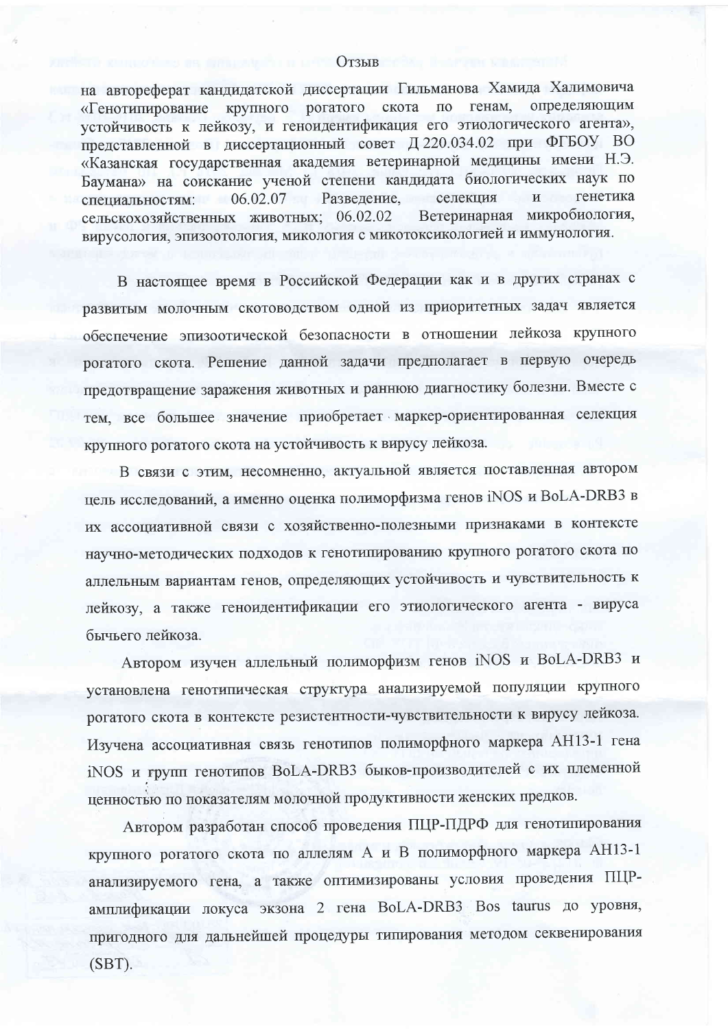Отзыв

на автореферат кандидатской диссертации Гильманова Хамида Халимовича «Генотипирование крупного рогатого скота по генам, определяющим устойчивость к лейкозу, и геноидентификация его этиологического агента», представленной в диссертационный совет Д 220.034.02 при ФГБОУ ВО «Казанская государственная академия ветеринарной медицины имени Н.Э. Баумана» на соискание ученой степени кандидата биологических наук по специальностям: 06.02.07 Разведение, селекция и генетика сельскохозяйственных животных; 06.02.02 Ветеринарная микробиология, вирусология, эпизоотология, микология с микотоксикологией и иммунология.

В настоящее время в Российской Федерации как и в других странах с развитым молочным скотоводством одной из приоритетных задач является обеспечение эпизоотической безопасности в отношении лейкоза крупного рогатого скота. Решение данной задачи предполагает в первую очередь предотвращение заражения животных и раннюю диагностику болезни. Вместе с тем, все большее значение приобретает маркер-ориентированная селекция крупного рогатого скота на устойчивость к вирусу лейкоза.

В связи с этим, несомненно, актуальной является поставленная автором цель исследований, а именно оценка полиморфизма генов iNOS и BoLA-DRB3 в их ассоциативной связи с хозяйственно-полезными признаками в контексте научно-методических подходов к генотипированию крупного рогатого скота по аллельным вариантам генов, определяющих устойчивость и чувствительность к лейкозу, а также геноидентификации его этиологического агента - вируса бычьего лейкоза.

Автором изучен аллельный полиморфизм генов iNOS и BoLA-DRB3 и установлена генотипическая структура анализируемой популяции крупного рогатого скота в контексте резистентности-чувствительности к вирусу лейкоза. Изучена ассоциативная связь генотипов полиморфного маркера AH13-1 гена iNOS и групп генотипов BoLA-DRB3 быков-производителей с их племенной ценностью по показателям молочной продуктивности женских предков.

Автором разработан способ проведения ПЦР-ПДРФ для генотипирования крупного рогатого скота по аллелям А и В полиморфного маркера AH13-1 анализируемого гена, а также оптимизированы условия проведения ПЦР-амплификации локуса экзона 2 гена BoLA-DRB3 Bos taurus до уровня, пригодного для дальнейшей процедуры типирования методом секвенирования (SBT).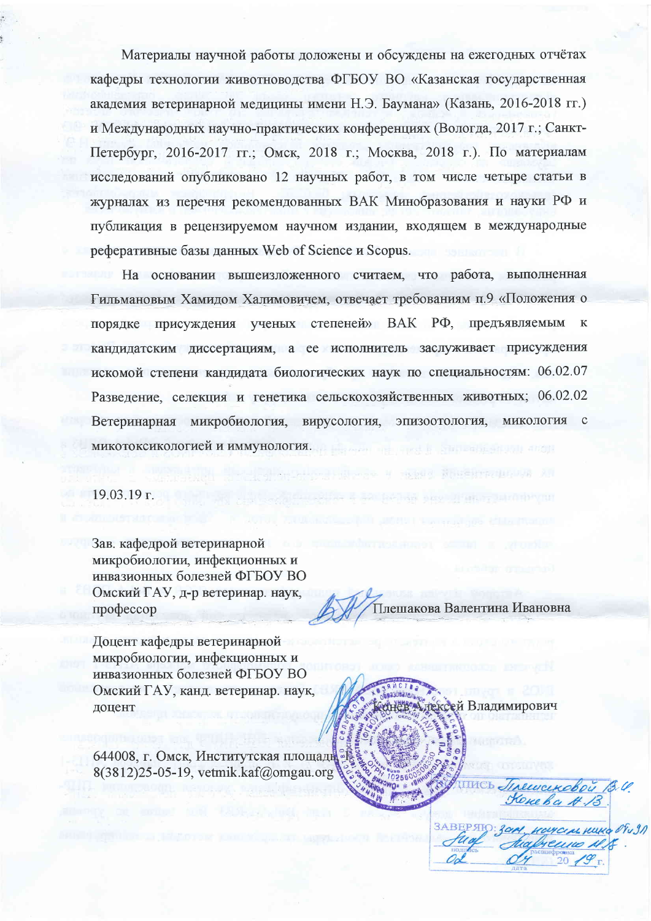Материалы научной работы доложены и обсуждены на ежегодных отчётах кафедры технологии животноводства ФГБОУ ВО «Казанская государственная академия ветеринарной медицины имени Н.Э. Баумана» (Казань, 2016-2018 гг.) и Международных научно-практических конференциях (Вологда, 2017 г.; Санкт-Петербург, 2016-2017 гг.; Омск, 2018 г.; Москва, 2018 г.). По материалам исследований опубликовано 12 научных работ, в том числе четыре статьи в журналах из перечня рекомендованных ВАК Минобразования и науки РФ и публикация в рецензируемом научном издании, входящем в международные реферативные базы данных Web of Science и Scopus.

На основании вышеизложенного считаем, что работа, выполненная Гильмановым Хамидом Халимовичем, отвечает требованиям п.9 «Положения о порядке присуждения ученых степеней» ВАК РФ, предъявляемым к кандидатским диссертациям, а ее исполнитель заслуживает присуждения искомой степени кандидата биологических наук по специальностям: 06.02.07 Разведение, селекция и генетика сельскохозяйственных животных; 06.02.02 Ветеринарная микробиология, вирусология, эпизоотология, микология с микотоксикологией и иммунология.

19.03.19 г.

Зав. кафедрой ветеринарной микробиологии, инфекционных и инвазионных болезней ФГБОУ ВО Омский ГАУ, д-р ветеринар. наук, профессор — Плешакова Валентина Ивановна

Доцент кафедры ветеринарной микробиологии, инфекционных и инвазионных болезней ФГБОУ ВО Омский ГАУ, канд. ветеринар. наук, доцент — Конев Алексей Владимирович

644008, г. Омск, Институтская площадь, 1
8(3812)25-05-19, vetmik.kaf@omgau.org

ПОДПИСЬ Плешаковой В.И. Конева А.В.

ЗАВЕРЯЮ: зам. начальника ОКЗЛ Андреенко Н.В.

подпись расшифровка

02 04 2019 г.

дата